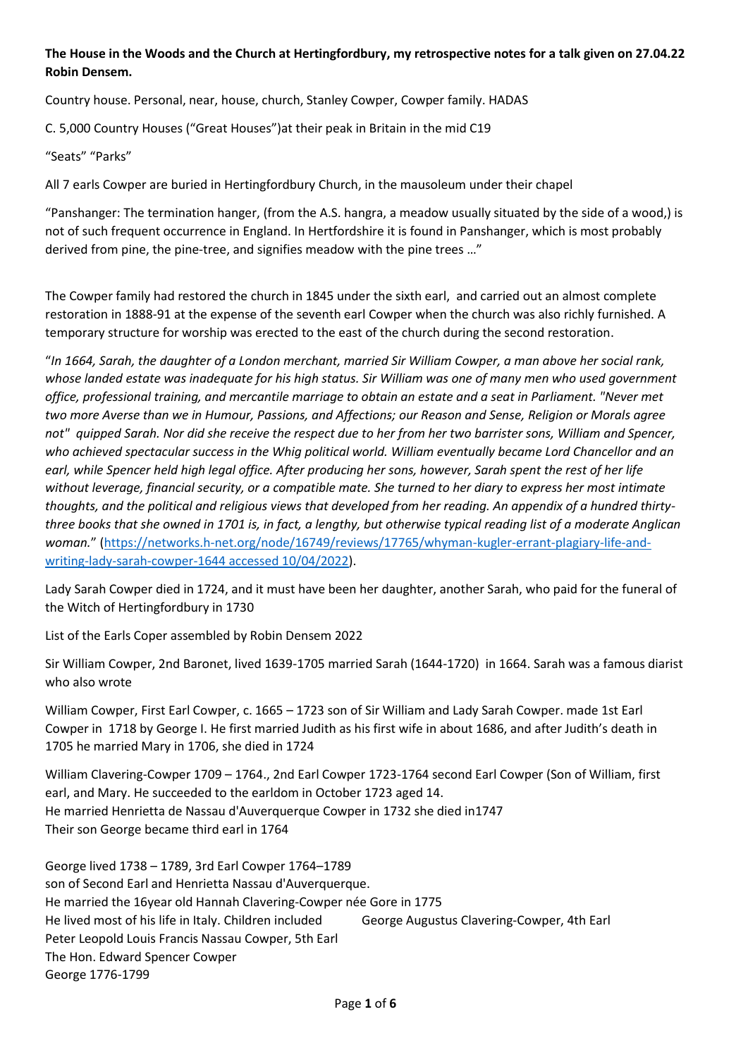**The House in the Woods and the Church at Hertingfordbury, my retrospective notes for a talk given on 27.04.22 Robin Densem.**

Country house. Personal, near, house, church, Stanley Cowper, Cowper family. HADAS

C. 5,000 Country Houses ("Great Houses")at their peak in Britain in the mid C19

"Seats" "Parks"

All 7 earls Cowper are buried in Hertingfordbury Church, in the mausoleum under their chapel

"Panshanger: The termination hanger, (from the A.S. hangra, a meadow usually situated by the side of a wood,) is not of such frequent occurrence in England. In Hertfordshire it is found in Panshanger, which is most probably derived from pine, the pine-tree, and signifies meadow with the pine trees …"

The Cowper family had restored the church in 1845 under the sixth earl, and carried out an almost complete restoration in 1888-91 at the expense of the seventh earl Cowper when the church was also richly furnished. A temporary structure for worship was erected to the east of the church during the second restoration.

"*In 1664, Sarah, the daughter of a London merchant, married Sir William Cowper, a man above her social rank, whose landed estate was inadequate for his high status. Sir William was one of many men who used government office, professional training, and mercantile marriage to obtain an estate and a seat in Parliament. "Never met two more Averse than we in Humour, Passions, and Affections; our Reason and Sense, Religion or Morals agree not" quipped Sarah. Nor did she receive the respect due to her from her two barrister sons, William and Spencer, who achieved spectacular success in the Whig political world. William eventually became Lord Chancellor and an earl, while Spencer held high legal office. After producing her sons, however, Sarah spent the rest of her life without leverage, financial security, or a compatible mate. She turned to her diary to express her most intimate thoughts, and the political and religious views that developed from her reading. An appendix of a hundred thirty-three books that she owned in 1701 is, in fact, a lengthy, but otherwise typical reading list of a moderate Anglican woman.*" ([https://networks.h-net.org/node/16749/reviews/17765/whyman-kugler-errant-plagiary-life-and-writing-lady-sarah-cowper-1644 accessed 10/04/2022](https://networks.h-net.org/node/16749/reviews/17765/whyman-kugler-errant-plagiary-life-and-writing-lady-sarah-cowper-1644)).

Lady Sarah Cowper died in 1724, and it must have been her daughter, another Sarah, who paid for the funeral of the Witch of Hertingfordbury in 1730

List of the Earls Coper assembled by Robin Densem 2022

Sir William Cowper, 2nd Baronet, lived 1639-1705 married Sarah (1644-1720) in 1664. Sarah was a famous diarist who also wrote

William Cowper, First Earl Cowper, c. 1665 – 1723 son of Sir William and Lady Sarah Cowper. made 1st Earl Cowper in 1718 by George I. He first married Judith as his first wife in about 1686, and after Judith's death in 1705 he married Mary in 1706, she died in 1724

William Clavering-Cowper 1709 – 1764., 2nd Earl Cowper 1723-1764 second Earl Cowper (Son of William, first earl, and Mary. He succeeded to the earldom in October 1723 aged 14.
He married Henrietta de Nassau d'Auverquerque Cowper in 1732 she died in1747
Their son George became third earl in 1764

George lived 1738 – 1789, 3rd Earl Cowper 1764–1789
son of Second Earl and Henrietta Nassau d'Auverquerque.
He married the 16year old Hannah Clavering-Cowper née Gore in 1775
He lived most of his life in Italy. Children included George Augustus Clavering-Cowper, 4th Earl
Peter Leopold Louis Francis Nassau Cowper, 5th Earl
The Hon. Edward Spencer Cowper
George 1776-1799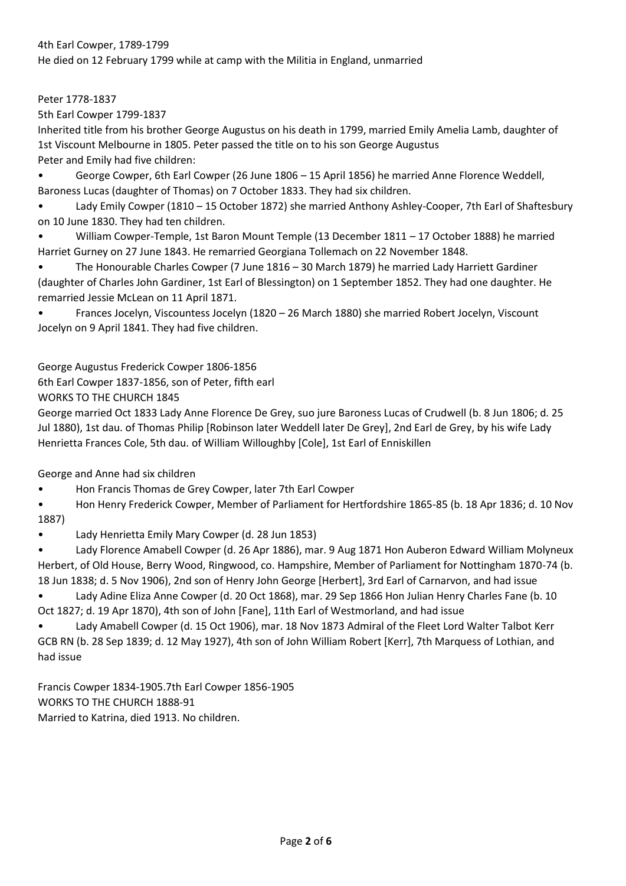4th Earl Cowper, 1789-1799

He died on 12 February 1799 while at camp with the Militia in England, unmarried

Peter 1778-1837

5th Earl Cowper 1799-1837

Inherited title from his brother George Augustus on his death in 1799, married Emily Amelia Lamb, daughter of 1st Viscount Melbourne in 1805. Peter passed the title on to his son George Augustus

Peter and Emily had five children:

- George Cowper, 6th Earl Cowper (26 June 1806 – 15 April 1856) he married Anne Florence Weddell, Baroness Lucas (daughter of Thomas) on 7 October 1833. They had six children.
- Lady Emily Cowper (1810 – 15 October 1872) she married Anthony Ashley-Cooper, 7th Earl of Shaftesbury on 10 June 1830. They had ten children.
- William Cowper-Temple, 1st Baron Mount Temple (13 December 1811 – 17 October 1888) he married Harriet Gurney on 27 June 1843. He remarried Georgiana Tollemach on 22 November 1848.
- The Honourable Charles Cowper (7 June 1816 – 30 March 1879) he married Lady Harriett Gardiner (daughter of Charles John Gardiner, 1st Earl of Blessington) on 1 September 1852. They had one daughter. He remarried Jessie McLean on 11 April 1871.
- Frances Jocelyn, Viscountess Jocelyn (1820 – 26 March 1880) she married Robert Jocelyn, Viscount Jocelyn on 9 April 1841. They had five children.

George Augustus Frederick Cowper 1806-1856

6th Earl Cowper 1837-1856, son of Peter, fifth earl

WORKS TO THE CHURCH 1845

George married Oct 1833 Lady Anne Florence De Grey, suo jure Baroness Lucas of Crudwell (b. 8 Jun 1806; d. 25 Jul 1880), 1st dau. of Thomas Philip [Robinson later Weddell later De Grey], 2nd Earl de Grey, by his wife Lady Henrietta Frances Cole, 5th dau. of William Willoughby [Cole], 1st Earl of Enniskillen

George and Anne had six children

- Hon Francis Thomas de Grey Cowper, later 7th Earl Cowper
- Hon Henry Frederick Cowper, Member of Parliament for Hertfordshire 1865-85 (b. 18 Apr 1836; d. 10 Nov 1887)
- Lady Henrietta Emily Mary Cowper (d. 28 Jun 1853)
- Lady Florence Amabell Cowper (d. 26 Apr 1886), mar. 9 Aug 1871 Hon Auberon Edward William Molyneux Herbert, of Old House, Berry Wood, Ringwood, co. Hampshire, Member of Parliament for Nottingham 1870-74 (b. 18 Jun 1838; d. 5 Nov 1906), 2nd son of Henry John George [Herbert], 3rd Earl of Carnarvon, and had issue
- Lady Adine Eliza Anne Cowper (d. 20 Oct 1868), mar. 29 Sep 1866 Hon Julian Henry Charles Fane (b. 10 Oct 1827; d. 19 Apr 1870), 4th son of John [Fane], 11th Earl of Westmorland, and had issue
- Lady Amabell Cowper (d. 15 Oct 1906), mar. 18 Nov 1873 Admiral of the Fleet Lord Walter Talbot Kerr GCB RN (b. 28 Sep 1839; d. 12 May 1927), 4th son of John William Robert [Kerr], 7th Marquess of Lothian, and had issue

Francis Cowper 1834-1905.7th Earl Cowper 1856-1905

WORKS TO THE CHURCH 1888-91

Married to Katrina, died 1913. No children.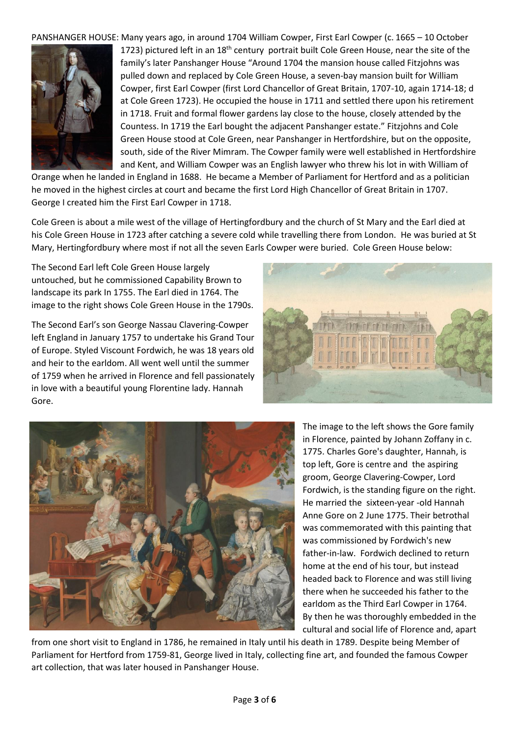PANSHANGER HOUSE: Many years ago, in around 1704 William Cowper, First Earl Cowper (c. 1665 – 10 October 1723) pictured left in an 18th century portrait built Cole Green House, near the site of the family's later Panshanger House "Around 1704 the mansion house called Fitzjohns was pulled down and replaced by Cole Green House, a seven-bay mansion built for William Cowper, first Earl Cowper (first Lord Chancellor of Great Britain, 1707-10, again 1714-18; d at Cole Green 1723). He occupied the house in 1711 and settled there upon his retirement in 1718. Fruit and formal flower gardens lay close to the house, closely attended by the Countess. In 1719 the Earl bought the adjacent Panshanger estate." Fitzjohns and Cole Green House stood at Cole Green, near Panshanger in Hertfordshire, but on the opposite, south, side of the River Mimram. The Cowper family were well established in Hertfordshire and Kent, and William Cowper was an English lawyer who threw his lot in with William of Orange when he landed in England in 1688. He became a Member of Parliament for Hertford and as a politician he moved in the highest circles at court and became the first Lord High Chancellor of Great Britain in 1707. George I created him the First Earl Cowper in 1718.

Cole Green is about a mile west of the village of Hertingfordbury and the church of St Mary and the Earl died at his Cole Green House in 1723 after catching a severe cold while travelling there from London. He was buried at St Mary, Hertingfordbury where most if not all the seven Earls Cowper were buried. Cole Green House below:

The Second Earl left Cole Green House largely untouched, but he commissioned Capability Brown to landscape its park In 1755. The Earl died in 1764. The image to the right shows Cole Green House in the 1790s.

The Second Earl's son George Nassau Clavering-Cowper left England in January 1757 to undertake his Grand Tour of Europe. Styled Viscount Fordwich, he was 18 years old and heir to the earldom. All went well until the summer of 1759 when he arrived in Florence and fell passionately in love with a beautiful young Florentine lady. Hannah Gore.

The image to the left shows the Gore family in Florence, painted by Johann Zoffany in c. 1775. Charles Gore's daughter, Hannah, is top left, Gore is centre and the aspiring groom, George Clavering-Cowper, Lord Fordwich, is the standing figure on the right. He married the sixteen-year -old Hannah Anne Gore on 2 June 1775. Their betrothal was commemorated with this painting that was commissioned by Fordwich's new father-in-law. Fordwich declined to return home at the end of his tour, but instead headed back to Florence and was still living there when he succeeded his father to the earldom as the Third Earl Cowper in 1764. By then he was thoroughly embedded in the cultural and social life of Florence and, apart from one short visit to England in 1786, he remained in Italy until his death in 1789. Despite being Member of Parliament for Hertford from 1759-81, George lived in Italy, collecting fine art, and founded the famous Cowper art collection, that was later housed in Panshanger House.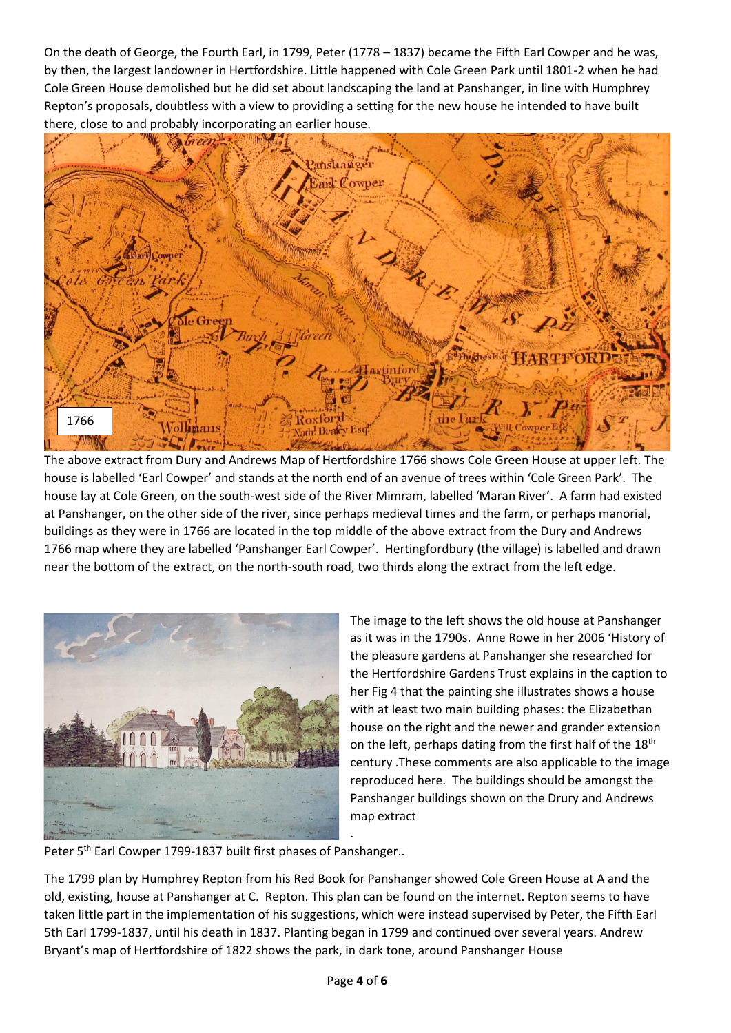On the death of George, the Fourth Earl, in 1799, Peter (1778 – 1837) became the Fifth Earl Cowper and he was, by then, the largest landowner in Hertfordshire. Little happened with Cole Green Park until 1801-2 when he had Cole Green House demolished but he did set about landscaping the land at Panshanger, in line with Humphrey Repton's proposals, doubtless with a view to providing a setting for the new house he intended to have built there, close to and probably incorporating an earlier house.

The above extract from Dury and Andrews Map of Hertfordshire 1766 shows Cole Green House at upper left. The house is labelled 'Earl Cowper' and stands at the north end of an avenue of trees within 'Cole Green Park'. The house lay at Cole Green, on the south-west side of the River Mimram, labelled 'Maran River'. A farm had existed at Panshanger, on the other side of the river, since perhaps medieval times and the farm, or perhaps manorial, buildings as they were in 1766 are located in the top middle of the above extract from the Dury and Andrews 1766 map where they are labelled 'Panshanger Earl Cowper'. Hertingfordbury (the village) is labelled and drawn near the bottom of the extract, on the north-south road, two thirds along the extract from the left edge.

The image to the left shows the old house at Panshanger as it was in the 1790s. Anne Rowe in her 2006 'History of the pleasure gardens at Panshanger she researched for the Hertfordshire Gardens Trust explains in the caption to her Fig 4 that the painting she illustrates shows a house with at least two main building phases: the Elizabethan house on the right and the newer and grander extension on the left, perhaps dating from the first half of the 18th century .These comments are also applicable to the image reproduced here. The buildings should be amongst the Panshanger buildings shown on the Drury and Andrews map extract

.

Peter 5th Earl Cowper 1799-1837 built first phases of Panshanger..

The 1799 plan by Humphrey Repton from his Red Book for Panshanger showed Cole Green House at A and the old, existing, house at Panshanger at C. Repton. This plan can be found on the internet. Repton seems to have taken little part in the implementation of his suggestions, which were instead supervised by Peter, the Fifth Earl 5th Earl 1799-1837, until his death in 1837. Planting began in 1799 and continued over several years. Andrew Bryant's map of Hertfordshire of 1822 shows the park, in dark tone, around Panshanger House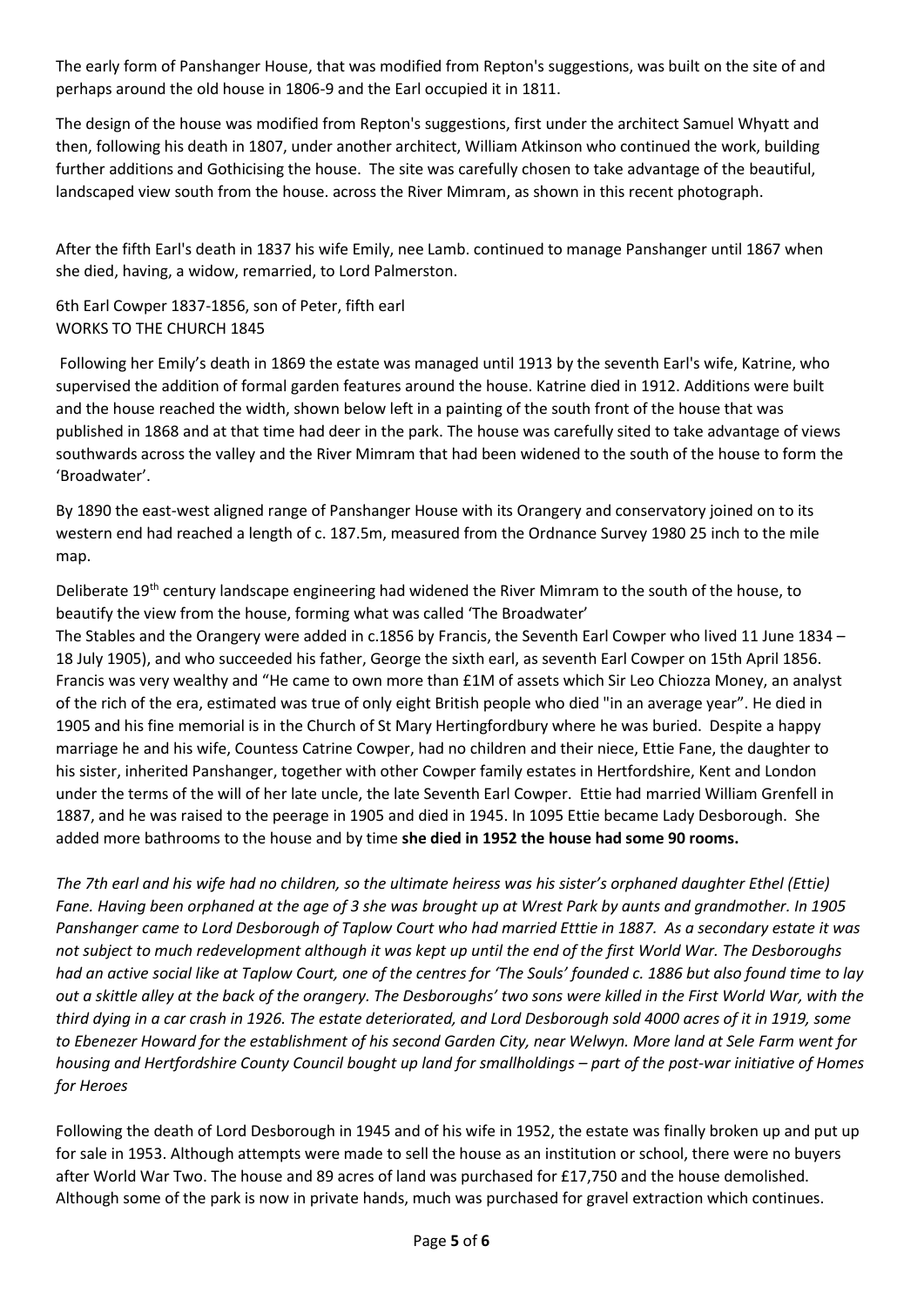The early form of Panshanger House, that was modified from Repton's suggestions, was built on the site of and perhaps around the old house in 1806-9 and the Earl occupied it in 1811.

The design of the house was modified from Repton's suggestions, first under the architect Samuel Whyatt and then, following his death in 1807, under another architect, William Atkinson who continued the work, building further additions and Gothicising the house. The site was carefully chosen to take advantage of the beautiful, landscaped view south from the house. across the River Mimram, as shown in this recent photograph.

After the fifth Earl's death in 1837 his wife Emily, nee Lamb. continued to manage Panshanger until 1867 when she died, having, a widow, remarried, to Lord Palmerston.

6th Earl Cowper 1837-1856, son of Peter, fifth earl
WORKS TO THE CHURCH 1845

Following her Emily's death in 1869 the estate was managed until 1913 by the seventh Earl's wife, Katrine, who supervised the addition of formal garden features around the house. Katrine died in 1912. Additions were built and the house reached the width, shown below left in a painting of the south front of the house that was published in 1868 and at that time had deer in the park. The house was carefully sited to take advantage of views southwards across the valley and the River Mimram that had been widened to the south of the house to form the 'Broadwater'.

By 1890 the east-west aligned range of Panshanger House with its Orangery and conservatory joined on to its western end had reached a length of c. 187.5m, measured from the Ordnance Survey 1980 25 inch to the mile map.

Deliberate 19th century landscape engineering had widened the River Mimram to the south of the house, to beautify the view from the house, forming what was called 'The Broadwater'
The Stables and the Orangery were added in c.1856 by Francis, the Seventh Earl Cowper who lived 11 June 1834 – 18 July 1905), and who succeeded his father, George the sixth earl, as seventh Earl Cowper on 15th April 1856. Francis was very wealthy and "He came to own more than £1M of assets which Sir Leo Chiozza Money, an analyst of the rich of the era, estimated was true of only eight British people who died "in an average year". He died in 1905 and his fine memorial is in the Church of St Mary Hertingfordbury where he was buried. Despite a happy marriage he and his wife, Countess Catrine Cowper, had no children and their niece, Ettie Fane, the daughter to his sister, inherited Panshanger, together with other Cowper family estates in Hertfordshire, Kent and London under the terms of the will of her late uncle, the late Seventh Earl Cowper. Ettie had married William Grenfell in 1887, and he was raised to the peerage in 1905 and died in 1945. In 1095 Ettie became Lady Desborough. She added more bathrooms to the house and by time **she died in 1952 the house had some 90 rooms.**

*The 7th earl and his wife had no children, so the ultimate heiress was his sister's orphaned daughter Ethel (Ettie) Fane. Having been orphaned at the age of 3 she was brought up at Wrest Park by aunts and grandmother. In 1905 Panshanger came to Lord Desborough of Taplow Court who had married Etttie in 1887. As a secondary estate it was not subject to much redevelopment although it was kept up until the end of the first World War. The Desboroughs had an active social like at Taplow Court, one of the centres for 'The Souls' founded c. 1886 but also found time to lay out a skittle alley at the back of the orangery. The Desboroughs' two sons were killed in the First World War, with the third dying in a car crash in 1926. The estate deteriorated, and Lord Desborough sold 4000 acres of it in 1919, some to Ebenezer Howard for the establishment of his second Garden City, near Welwyn. More land at Sele Farm went for housing and Hertfordshire County Council bought up land for smallholdings – part of the post-war initiative of Homes for Heroes*

Following the death of Lord Desborough in 1945 and of his wife in 1952, the estate was finally broken up and put up for sale in 1953. Although attempts were made to sell the house as an institution or school, there were no buyers after World War Two. The house and 89 acres of land was purchased for £17,750 and the house demolished. Although some of the park is now in private hands, much was purchased for gravel extraction which continues.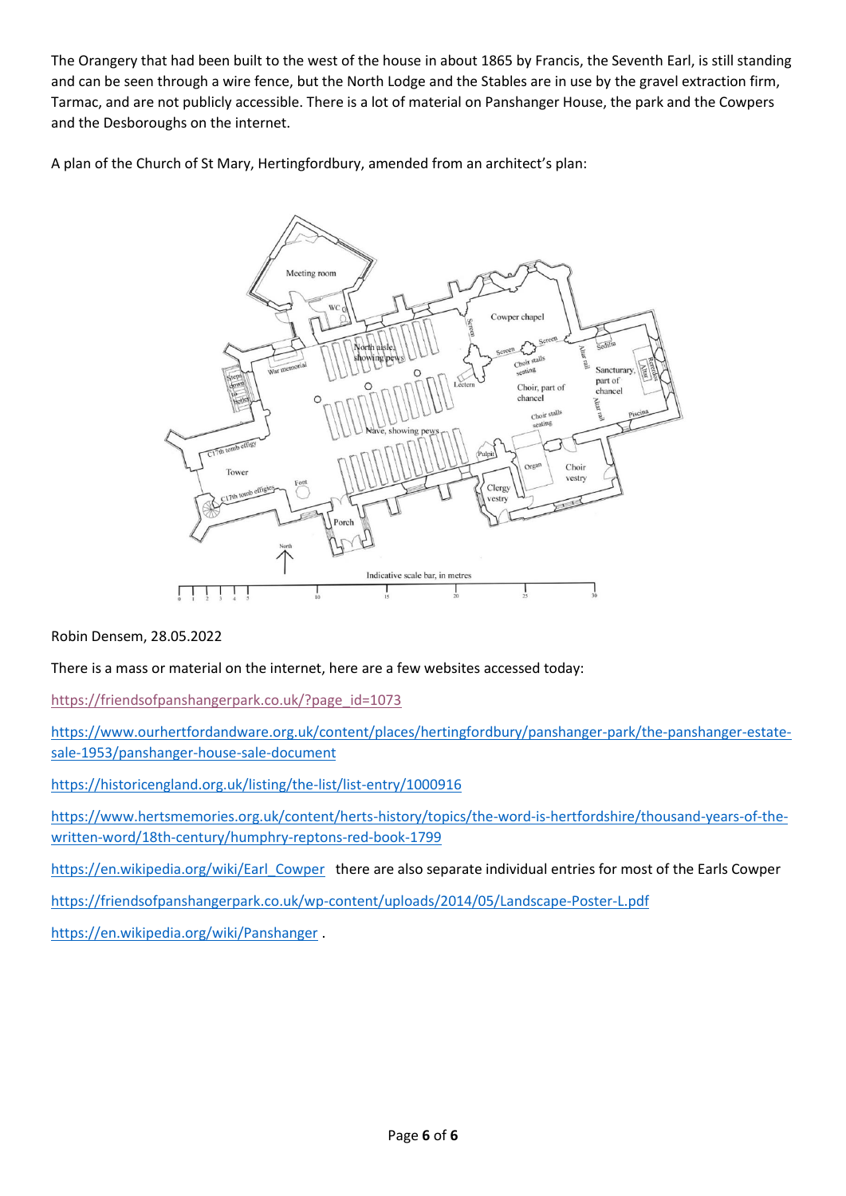The Orangery that had been built to the west of the house in about 1865 by Francis, the Seventh Earl, is still standing and can be seen through a wire fence, but the North Lodge and the Stables are in use by the gravel extraction firm, Tarmac, and are not publicly accessible. There is a lot of material on Panshanger House, the park and the Cowpers and the Desboroughs on the internet.

A plan of the Church of St Mary, Hertingfordbury, amended from an architect's plan:

Meeting room
WC
North aisle, showing pews
Cowper chapel
Screen
Screen
Screen
War memorial
Steps down to boiler
Lectern
Choir stalls seating
Choir, part of chancel
Altar rail
Sedilia
Sanctuary, part of chancel
Reredos
Altar
Altar rail
Piscina
Choir stalls seating
Nave, showing pews
C17th tomb effigy
Tower
C17th tomb effigies
Font
Pulpit
Organ
Choir vestry
Clergy vestry
Porch
North
Indicative scale bar, in metres
0 1 2 3 4 5 10 15 20 25 30

Robin Densem, 28.05.2022

There is a mass or material on the internet, here are a few websites accessed today:

https://friendsofpanshangerpark.co.uk/?page_id=1073

https://www.ourhertfordandware.org.uk/content/places/hertingfordbury/panshanger-park/the-panshanger-estate-sale-1953/panshanger-house-sale-document

https://historicengland.org.uk/listing/the-list/list-entry/1000916

https://www.hertsmemories.org.uk/content/herts-history/topics/the-word-is-hertfordshire/thousand-years-of-the-written-word/18th-century/humphry-reptons-red-book-1799

https://en.wikipedia.org/wiki/Earl_Cowper there are also separate individual entries for most of the Earls Cowper

https://friendsofpanshangerpark.co.uk/wp-content/uploads/2014/05/Landscape-Poster-L.pdf

https://en.wikipedia.org/wiki/Panshanger .